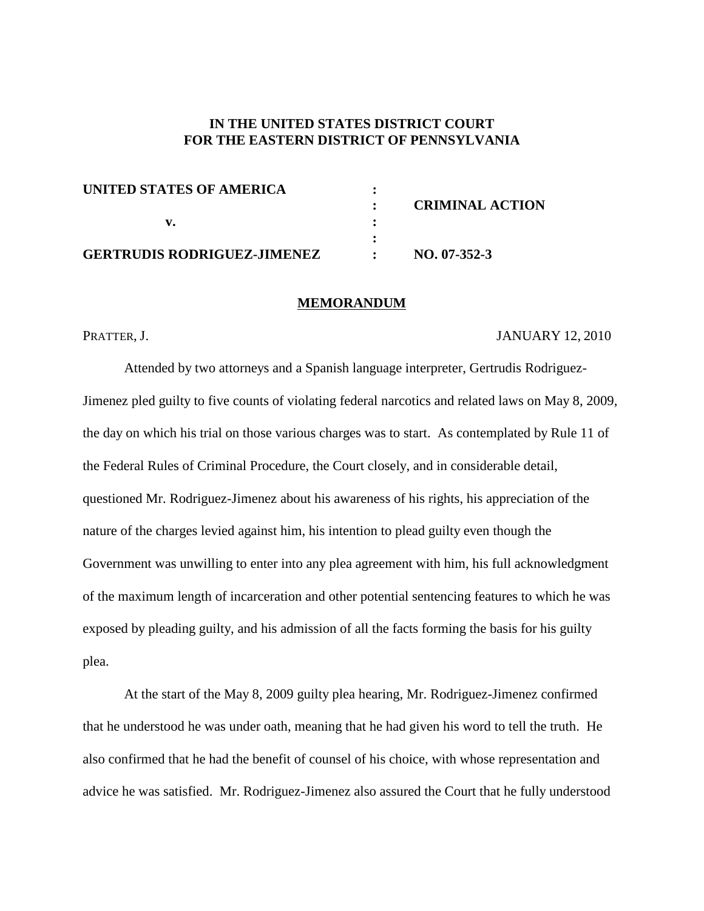**IN THE UNITED STATES DISTRICT COURT**
**FOR THE EASTERN DISTRICT OF PENNSYLVANIA**

| | | |
|---|---|---|
| **UNITED STATES OF AMERICA** | **:** | |
| | **:** | **CRIMINAL ACTION** |
| **v.** | **:** | |
| | **:** | |
| **GERTRUDIS RODRIGUEZ-JIMENEZ** | **:** | **NO. 07-352-3** |

## MEMORANDUM

PRATTER, J. JANUARY 12, 2010

Attended by two attorneys and a Spanish language interpreter, Gertrudis Rodriguez-Jimenez pled guilty to five counts of violating federal narcotics and related laws on May 8, 2009, the day on which his trial on those various charges was to start. As contemplated by Rule 11 of the Federal Rules of Criminal Procedure, the Court closely, and in considerable detail, questioned Mr. Rodriguez-Jimenez about his awareness of his rights, his appreciation of the nature of the charges levied against him, his intention to plead guilty even though the Government was unwilling to enter into any plea agreement with him, his full acknowledgment of the maximum length of incarceration and other potential sentencing features to which he was exposed by pleading guilty, and his admission of all the facts forming the basis for his guilty plea.

At the start of the May 8, 2009 guilty plea hearing, Mr. Rodriguez-Jimenez confirmed that he understood he was under oath, meaning that he had given his word to tell the truth. He also confirmed that he had the benefit of counsel of his choice, with whose representation and advice he was satisfied. Mr. Rodriguez-Jimenez also assured the Court that he fully understood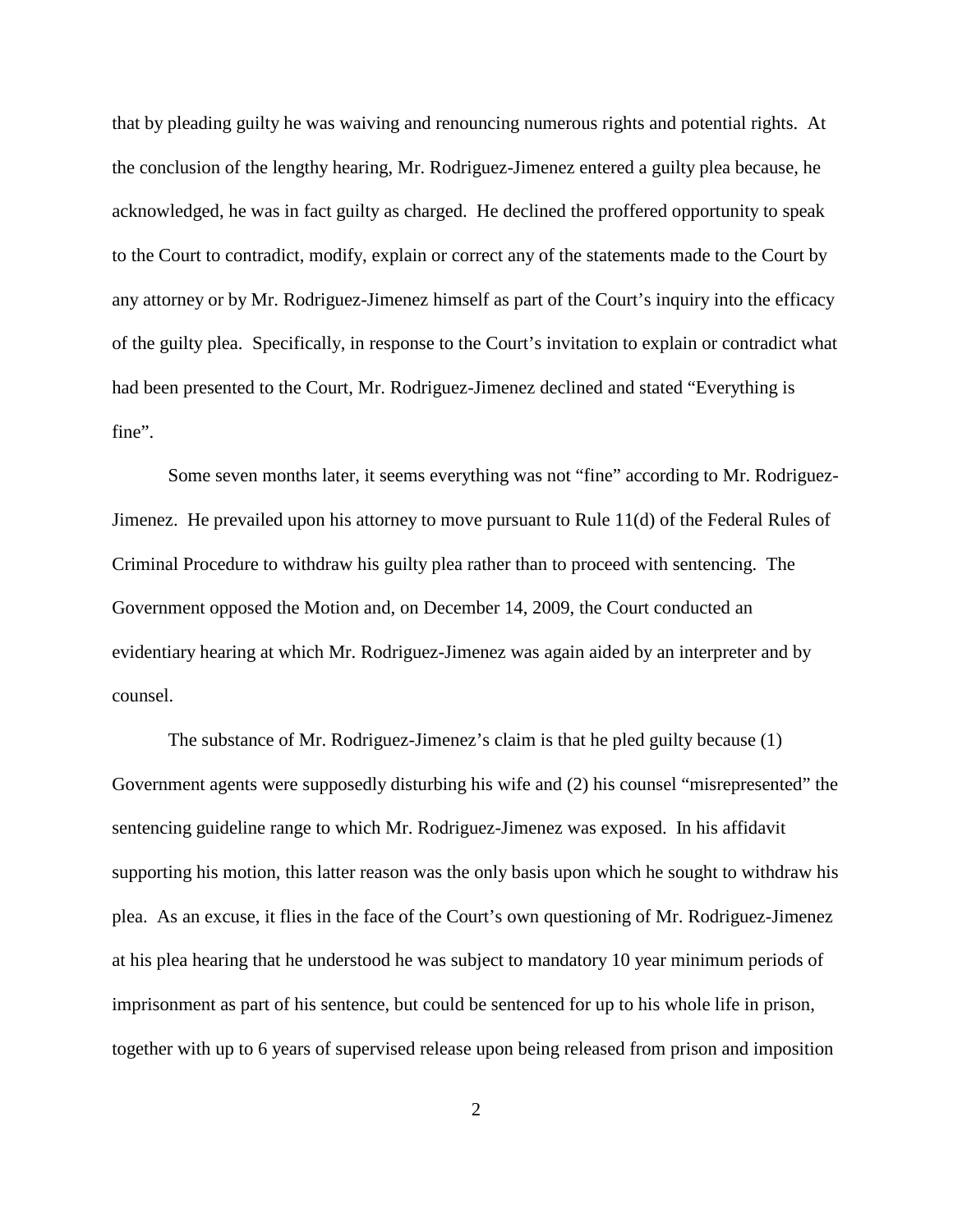that by pleading guilty he was waiving and renouncing numerous rights and potential rights. At the conclusion of the lengthy hearing, Mr. Rodriguez-Jimenez entered a guilty plea because, he acknowledged, he was in fact guilty as charged. He declined the proffered opportunity to speak to the Court to contradict, modify, explain or correct any of the statements made to the Court by any attorney or by Mr. Rodriguez-Jimenez himself as part of the Court's inquiry into the efficacy of the guilty plea. Specifically, in response to the Court's invitation to explain or contradict what had been presented to the Court, Mr. Rodriguez-Jimenez declined and stated "Everything is fine".

Some seven months later, it seems everything was not "fine" according to Mr. Rodriguez-Jimenez. He prevailed upon his attorney to move pursuant to Rule 11(d) of the Federal Rules of Criminal Procedure to withdraw his guilty plea rather than to proceed with sentencing. The Government opposed the Motion and, on December 14, 2009, the Court conducted an evidentiary hearing at which Mr. Rodriguez-Jimenez was again aided by an interpreter and by counsel.

The substance of Mr. Rodriguez-Jimenez's claim is that he pled guilty because (1) Government agents were supposedly disturbing his wife and (2) his counsel "misrepresented" the sentencing guideline range to which Mr. Rodriguez-Jimenez was exposed. In his affidavit supporting his motion, this latter reason was the only basis upon which he sought to withdraw his plea. As an excuse, it flies in the face of the Court's own questioning of Mr. Rodriguez-Jimenez at his plea hearing that he understood he was subject to mandatory 10 year minimum periods of imprisonment as part of his sentence, but could be sentenced for up to his whole life in prison, together with up to 6 years of supervised release upon being released from prison and imposition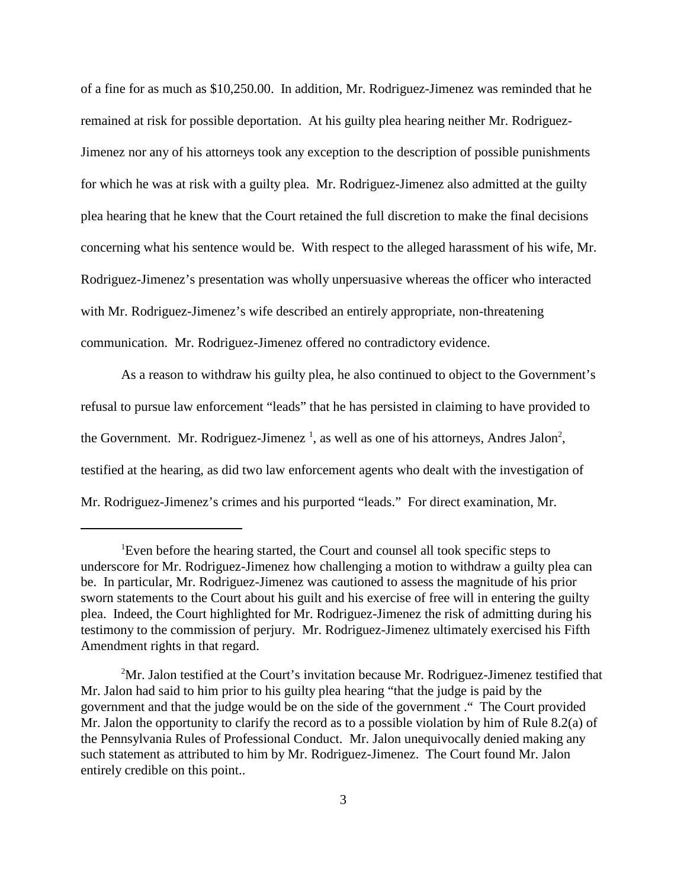of a fine for as much as $10,250.00. In addition, Mr. Rodriguez-Jimenez was reminded that he remained at risk for possible deportation. At his guilty plea hearing neither Mr. Rodriguez-Jimenez nor any of his attorneys took any exception to the description of possible punishments for which he was at risk with a guilty plea. Mr. Rodriguez-Jimenez also admitted at the guilty plea hearing that he knew that the Court retained the full discretion to make the final decisions concerning what his sentence would be. With respect to the alleged harassment of his wife, Mr. Rodriguez-Jimenez's presentation was wholly unpersuasive whereas the officer who interacted with Mr. Rodriguez-Jimenez's wife described an entirely appropriate, non-threatening communication. Mr. Rodriguez-Jimenez offered no contradictory evidence.

As a reason to withdraw his guilty plea, he also continued to object to the Government's refusal to pursue law enforcement "leads" that he has persisted in claiming to have provided to the Government. Mr. Rodriguez-Jimenez [1], as well as one of his attorneys, Andres Jalon[2], testified at the hearing, as did two law enforcement agents who dealt with the investigation of Mr. Rodriguez-Jimenez's crimes and his purported "leads." For direct examination, Mr.

---

[1] Even before the hearing started, the Court and counsel all took specific steps to underscore for Mr. Rodriguez-Jimenez how challenging a motion to withdraw a guilty plea can be. In particular, Mr. Rodriguez-Jimenez was cautioned to assess the magnitude of his prior sworn statements to the Court about his guilt and his exercise of free will in entering the guilty plea. Indeed, the Court highlighted for Mr. Rodriguez-Jimenez the risk of admitting during his testimony to the commission of perjury. Mr. Rodriguez-Jimenez ultimately exercised his Fifth Amendment rights in that regard.

[2] Mr. Jalon testified at the Court's invitation because Mr. Rodriguez-Jimenez testified that Mr. Jalon had said to him prior to his guilty plea hearing "that the judge is paid by the government and that the judge would be on the side of the government ." The Court provided Mr. Jalon the opportunity to clarify the record as to a possible violation by him of Rule 8.2(a) of the Pennsylvania Rules of Professional Conduct. Mr. Jalon unequivocally denied making any such statement as attributed to him by Mr. Rodriguez-Jimenez. The Court found Mr. Jalon entirely credible on this point..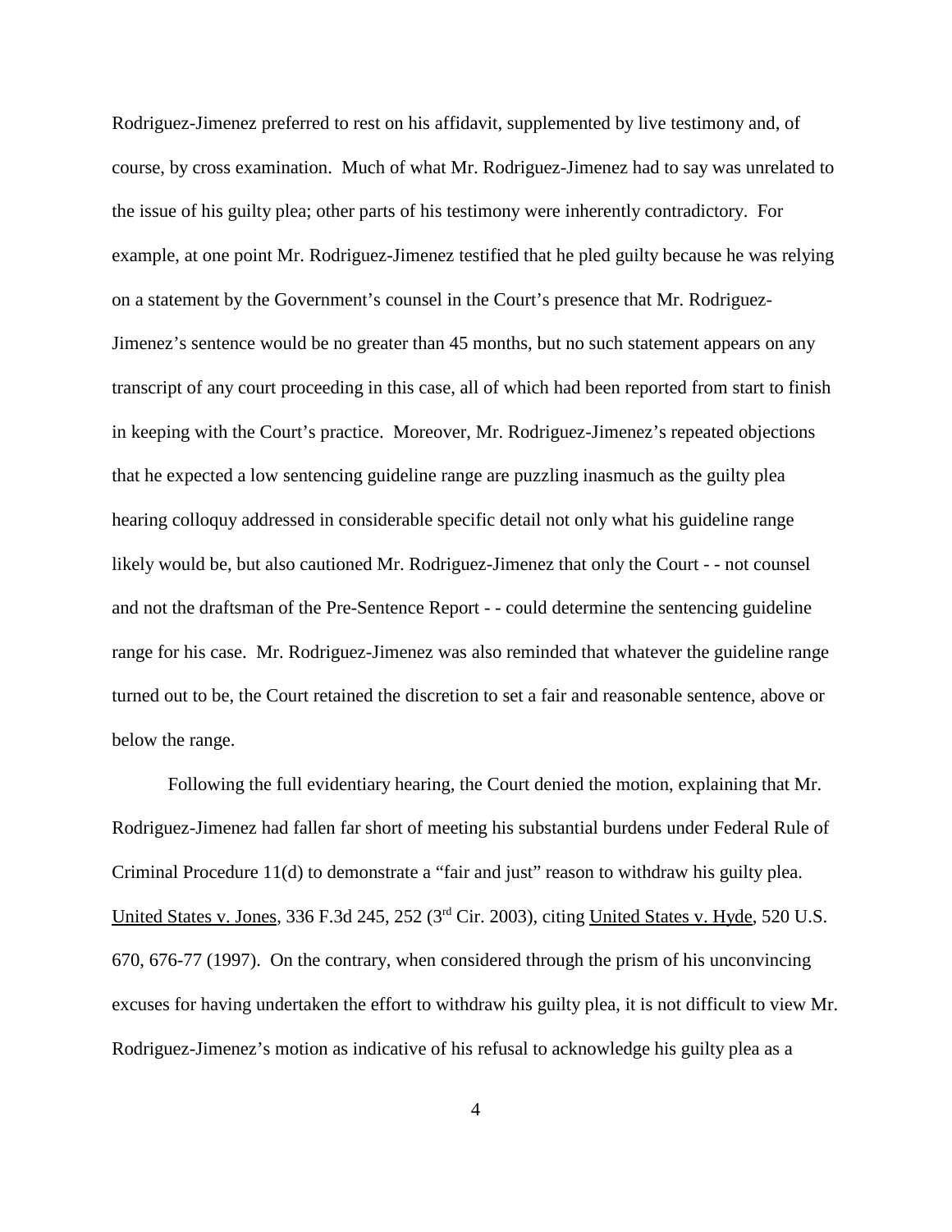Rodriguez-Jimenez preferred to rest on his affidavit, supplemented by live testimony and, of course, by cross examination. Much of what Mr. Rodriguez-Jimenez had to say was unrelated to the issue of his guilty plea; other parts of his testimony were inherently contradictory. For example, at one point Mr. Rodriguez-Jimenez testified that he pled guilty because he was relying on a statement by the Government's counsel in the Court's presence that Mr. Rodriguez-Jimenez's sentence would be no greater than 45 months, but no such statement appears on any transcript of any court proceeding in this case, all of which had been reported from start to finish in keeping with the Court's practice. Moreover, Mr. Rodriguez-Jimenez's repeated objections that he expected a low sentencing guideline range are puzzling inasmuch as the guilty plea hearing colloquy addressed in considerable specific detail not only what his guideline range likely would be, but also cautioned Mr. Rodriguez-Jimenez that only the Court - - not counsel and not the draftsman of the Pre-Sentence Report - - could determine the sentencing guideline range for his case. Mr. Rodriguez-Jimenez was also reminded that whatever the guideline range turned out to be, the Court retained the discretion to set a fair and reasonable sentence, above or below the range.

Following the full evidentiary hearing, the Court denied the motion, explaining that Mr. Rodriguez-Jimenez had fallen far short of meeting his substantial burdens under Federal Rule of Criminal Procedure 11(d) to demonstrate a "fair and just" reason to withdraw his guilty plea. United States v. Jones, 336 F.3d 245, 252 (3rd Cir. 2003), citing United States v. Hyde, 520 U.S. 670, 676-77 (1997). On the contrary, when considered through the prism of his unconvincing excuses for having undertaken the effort to withdraw his guilty plea, it is not difficult to view Mr. Rodriguez-Jimenez's motion as indicative of his refusal to acknowledge his guilty plea as a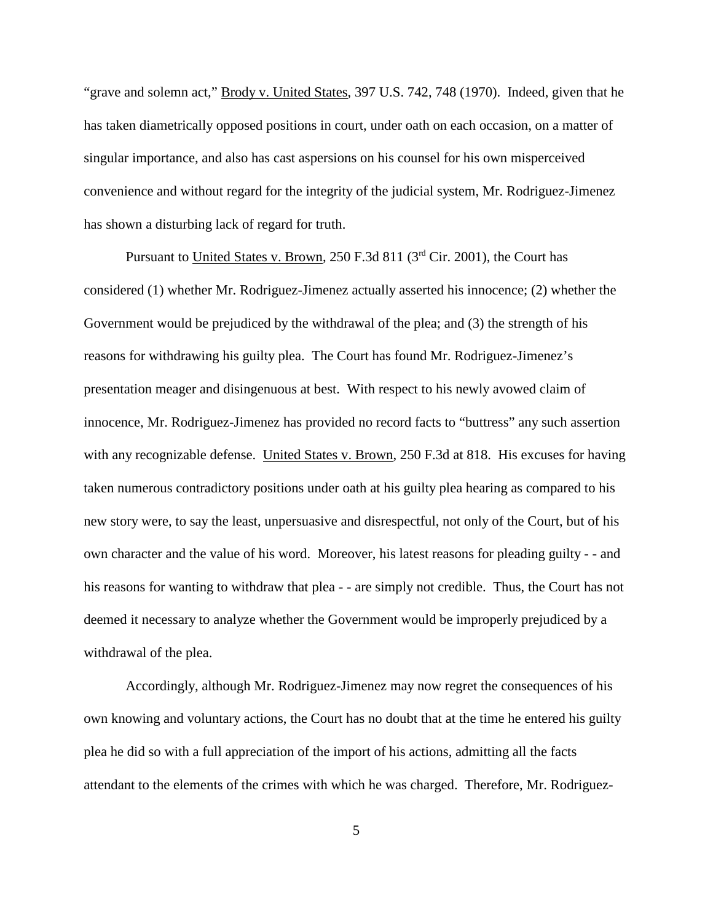"grave and solemn act," Brody v. United States, 397 U.S. 742, 748 (1970). Indeed, given that he has taken diametrically opposed positions in court, under oath on each occasion, on a matter of singular importance, and also has cast aspersions on his counsel for his own misperceived convenience and without regard for the integrity of the judicial system, Mr. Rodriguez-Jimenez has shown a disturbing lack of regard for truth.

Pursuant to United States v. Brown, 250 F.3d 811 (3rd Cir. 2001), the Court has considered (1) whether Mr. Rodriguez-Jimenez actually asserted his innocence; (2) whether the Government would be prejudiced by the withdrawal of the plea; and (3) the strength of his reasons for withdrawing his guilty plea. The Court has found Mr. Rodriguez-Jimenez's presentation meager and disingenuous at best. With respect to his newly avowed claim of innocence, Mr. Rodriguez-Jimenez has provided no record facts to "buttress" any such assertion with any recognizable defense. United States v. Brown, 250 F.3d at 818. His excuses for having taken numerous contradictory positions under oath at his guilty plea hearing as compared to his new story were, to say the least, unpersuasive and disrespectful, not only of the Court, but of his own character and the value of his word. Moreover, his latest reasons for pleading guilty - - and his reasons for wanting to withdraw that plea - - are simply not credible. Thus, the Court has not deemed it necessary to analyze whether the Government would be improperly prejudiced by a withdrawal of the plea.

Accordingly, although Mr. Rodriguez-Jimenez may now regret the consequences of his own knowing and voluntary actions, the Court has no doubt that at the time he entered his guilty plea he did so with a full appreciation of the import of his actions, admitting all the facts attendant to the elements of the crimes with which he was charged. Therefore, Mr. Rodriguez-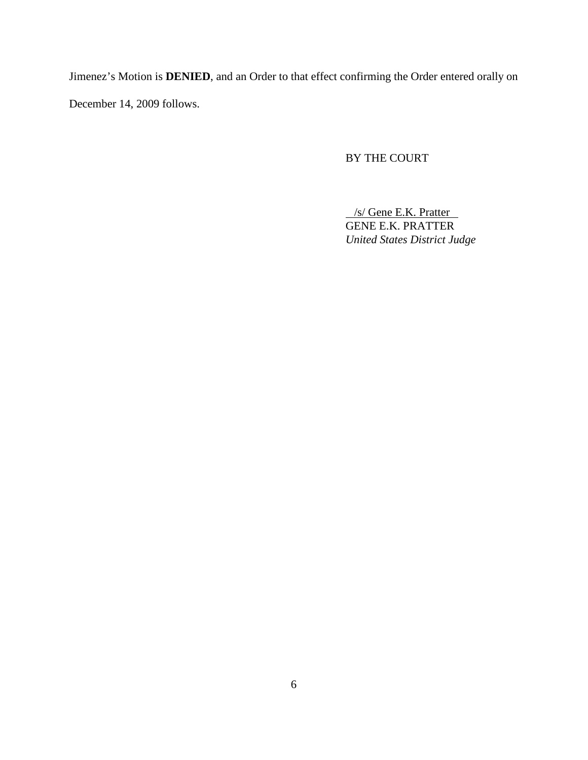Jimenez's Motion is **DENIED**, and an Order to that effect confirming the Order entered orally on December 14, 2009 follows.

BY THE COURT

/s/ Gene E.K. Pratter
GENE E.K. PRATTER
*United States District Judge*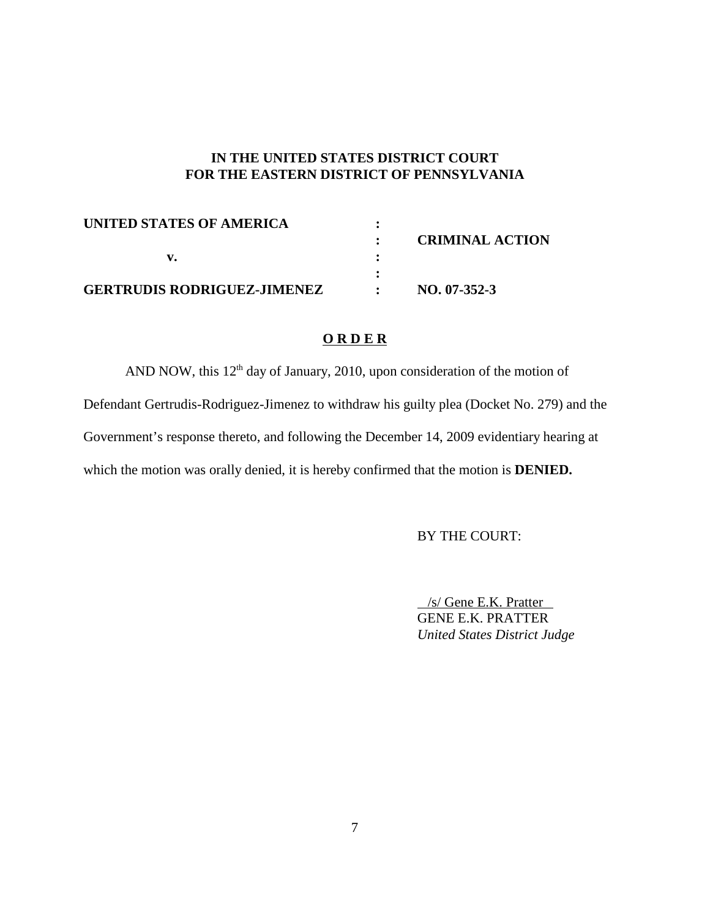**IN THE UNITED STATES DISTRICT COURT**
**FOR THE EASTERN DISTRICT OF PENNSYLVANIA**

| | | |
|---|---|---|
| **UNITED STATES OF AMERICA** | : | |
| | : | **CRIMINAL ACTION** |
| **v.** | : | |
| | : | |
| **GERTRUDIS RODRIGUEZ-JIMENEZ** | : | **NO. 07-352-3** |

**O R D E R**

AND NOW, this 12th day of January, 2010, upon consideration of the motion of Defendant Gertrudis-Rodriguez-Jimenez to withdraw his guilty plea (Docket No. 279) and the Government's response thereto, and following the December 14, 2009 evidentiary hearing at which the motion was orally denied, it is hereby confirmed that the motion is **DENIED.**

BY THE COURT:

/s/ Gene E.K. Pratter
GENE E.K. PRATTER
*United States District Judge*